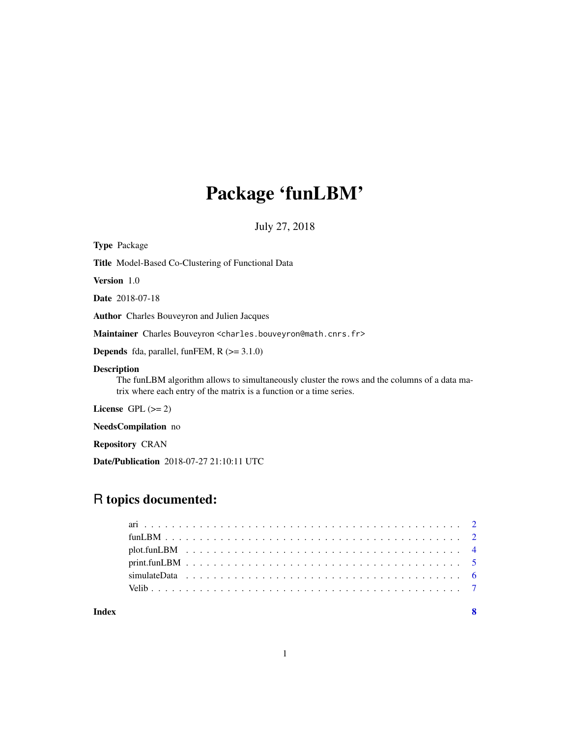# Package 'funLBM'

July 27, 2018

**Type** Package

**Title** Model-Based Co-Clustering of Functional Data

**Version** 1.0

**Date** 2018-07-18

**Author** Charles Bouveyron and Julien Jacques

**Maintainer** Charles Bouveyron <charles.bouveyron@math.cnrs.fr>

**Depends** fda, parallel, funFEM, R (>= 3.1.0)

**Description** The funLBM algorithm allows to simultaneously cluster the rows and the columns of a data matrix where each entry of the matrix is a function or a time series.

**License** GPL (>= 2)

**NeedsCompilation** no

**Repository** CRAN

**Date/Publication** 2018-07-27 21:10:11 UTC

## R topics documented:

- ari . . . . . . . . . . . . . . . . . . . . . . . . . . . . . . . . . . . . . . . . . . . 2
- funLBM . . . . . . . . . . . . . . . . . . . . . . . . . . . . . . . . . . . . . . . . . 2
- plot.funLBM . . . . . . . . . . . . . . . . . . . . . . . . . . . . . . . . . . . . . . 4
- print.funLBM . . . . . . . . . . . . . . . . . . . . . . . . . . . . . . . . . . . . . . 5
- simulateData . . . . . . . . . . . . . . . . . . . . . . . . . . . . . . . . . . . . . . 6
- Velib . . . . . . . . . . . . . . . . . . . . . . . . . . . . . . . . . . . . . . . . . . 7

**Index** **8**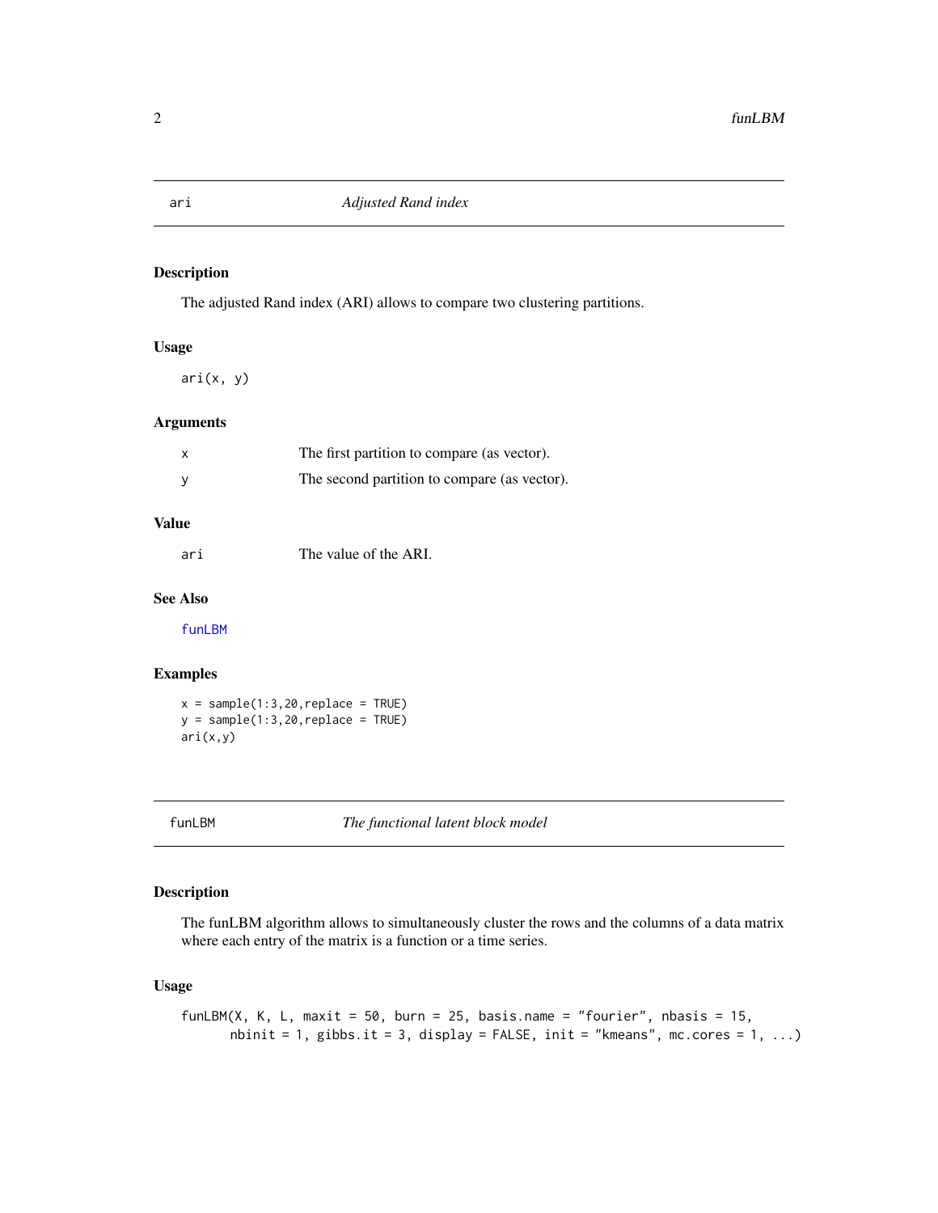## ari — *Adjusted Rand index*

### Description

The adjusted Rand index (ARI) allows to compare two clustering partitions.

### Usage

```
ari(x, y)
```

### Arguments

| | |
|---|---|
| x | The first partition to compare (as vector). |
| y | The second partition to compare (as vector). |

### Value

| | |
|---|---|
| ari | The value of the ARI. |

### See Also

funLBM

### Examples

```
x = sample(1:3,20,replace = TRUE)
y = sample(1:3,20,replace = TRUE)
ari(x,y)
```

## funLBM — *The functional latent block model*

### Description

The funLBM algorithm allows to simultaneously cluster the rows and the columns of a data matrix where each entry of the matrix is a function or a time series.

### Usage

```
funLBM(X, K, L, maxit = 50, burn = 25, basis.name = "fourier", nbasis = 15,
      nbinit = 1, gibbs.it = 3, display = FALSE, init = "kmeans", mc.cores = 1, ...)
```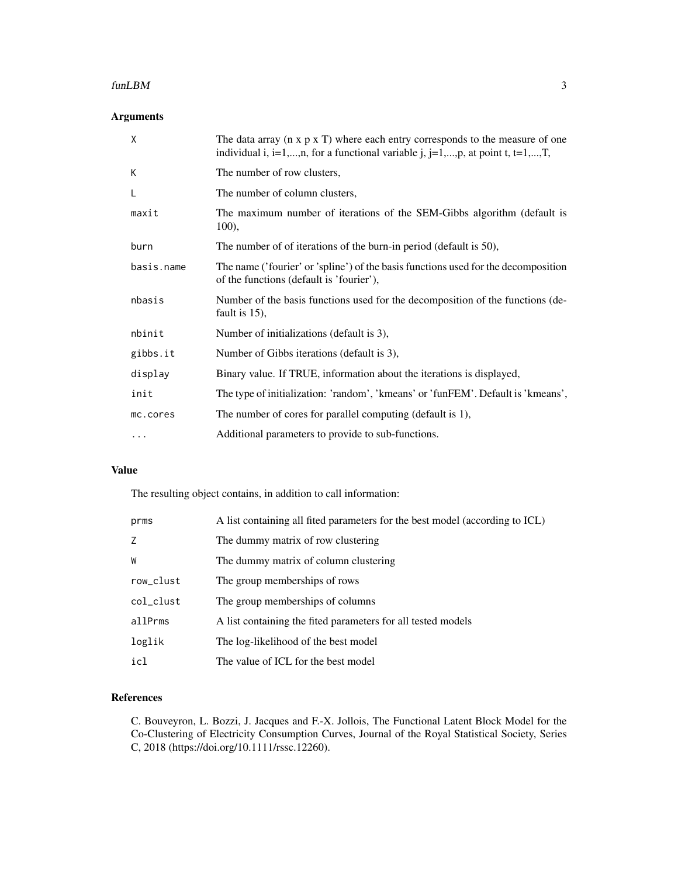## Arguments

| | |
|---|---|
| X | The data array (n x p x T) where each entry corresponds to the measure of one individual i, i=1,...,n, for a functional variable j, j=1,...,p, at point t, t=1,...,T, |
| K | The number of row clusters, |
| L | The number of column clusters, |
| maxit | The maximum number of iterations of the SEM-Gibbs algorithm (default is 100), |
| burn | The number of of iterations of the burn-in period (default is 50), |
| basis.name | The name ('fourier' or 'spline') of the basis functions used for the decomposition of the functions (default is 'fourier'), |
| nbasis | Number of the basis functions used for the decomposition of the functions (default is 15), |
| nbinit | Number of initializations (default is 3), |
| gibbs.it | Number of Gibbs iterations (default is 3), |
| display | Binary value. If TRUE, information about the iterations is displayed, |
| init | The type of initialization: 'random', 'kmeans' or 'funFEM'. Default is 'kmeans', |
| mc.cores | The number of cores for parallel computing (default is 1), |
| ... | Additional parameters to provide to sub-functions. |

## Value

The resulting object contains, in addition to call information:

| | |
|---|---|
| prms | A list containing all fited parameters for the best model (according to ICL) |
| Z | The dummy matrix of row clustering |
| W | The dummy matrix of column clustering |
| row_clust | The group memberships of rows |
| col_clust | The group memberships of columns |
| allPrms | A list containing the fited parameters for all tested models |
| loglik | The log-likelihood of the best model |
| icl | The value of ICL for the best model |

## References

C. Bouveyron, L. Bozzi, J. Jacques and F.-X. Jollois, The Functional Latent Block Model for the Co-Clustering of Electricity Consumption Curves, Journal of the Royal Statistical Society, Series C, 2018 (https://doi.org/10.1111/rssc.12260).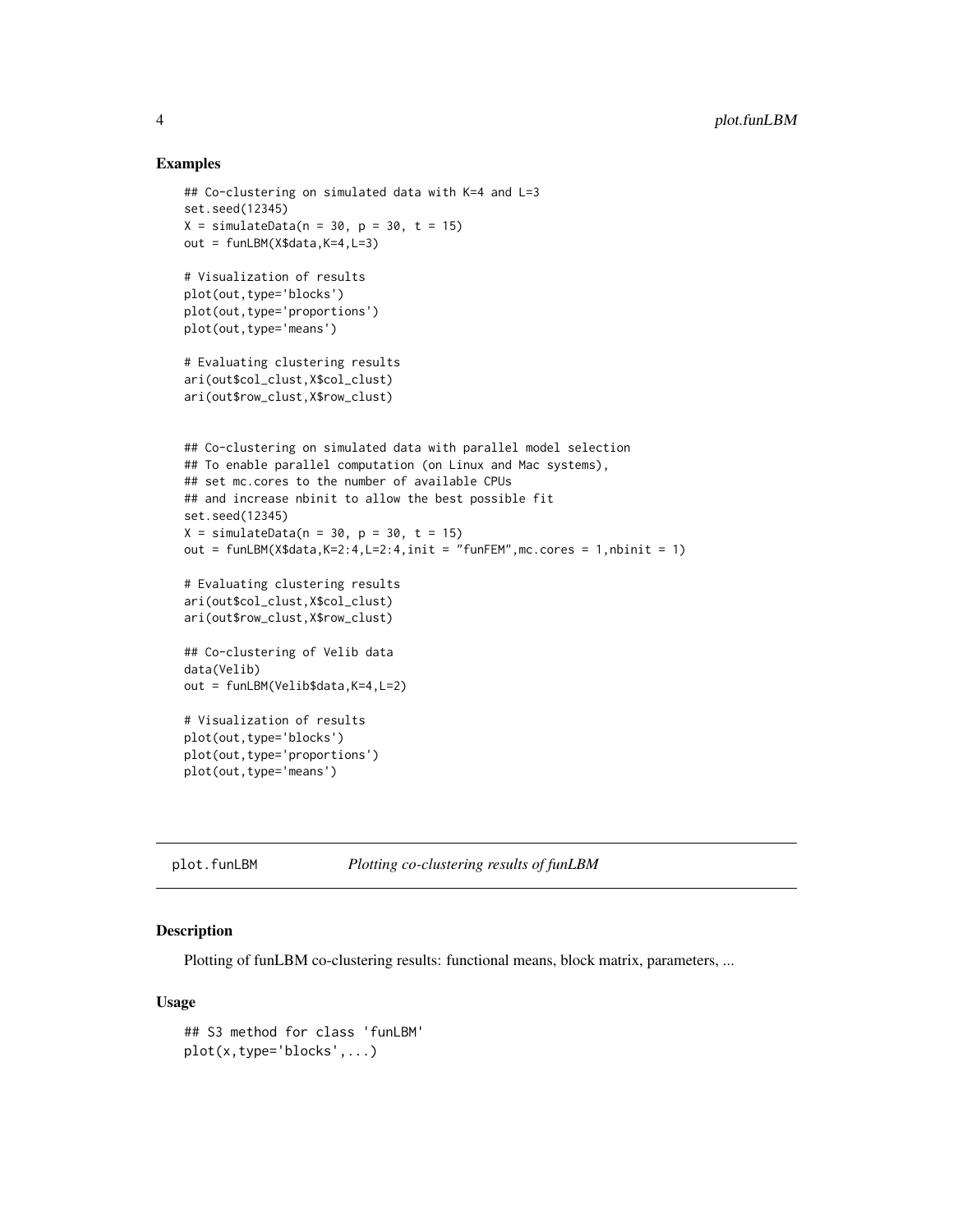### Examples

```
## Co-clustering on simulated data with K=4 and L=3
set.seed(12345)
X = simulateData(n = 30, p = 30, t = 15)
out = funLBM(X$data,K=4,L=3)

# Visualization of results
plot(out,type='blocks')
plot(out,type='proportions')
plot(out,type='means')

# Evaluating clustering results
ari(out$col_clust,X$col_clust)
ari(out$row_clust,X$row_clust)


## Co-clustering on simulated data with parallel model selection
## To enable parallel computation (on Linux and Mac systems),
## set mc.cores to the number of available CPUs
## and increase nbinit to allow the best possible fit
set.seed(12345)
X = simulateData(n = 30, p = 30, t = 15)
out = funLBM(X$data,K=2:4,L=2:4,init = "funFEM",mc.cores = 1,nbinit = 1)

# Evaluating clustering results
ari(out$col_clust,X$col_clust)
ari(out$row_clust,X$row_clust)

## Co-clustering of Velib data
data(Velib)
out = funLBM(Velib$data,K=4,L=2)

# Visualization of results
plot(out,type='blocks')
plot(out,type='proportions')
plot(out,type='means')
```

---

## plot.funLBM    *Plotting co-clustering results of funLBM*

---

### Description

Plotting of funLBM co-clustering results: functional means, block matrix, parameters, ...

### Usage

```
## S3 method for class 'funLBM'
plot(x,type='blocks',...)
```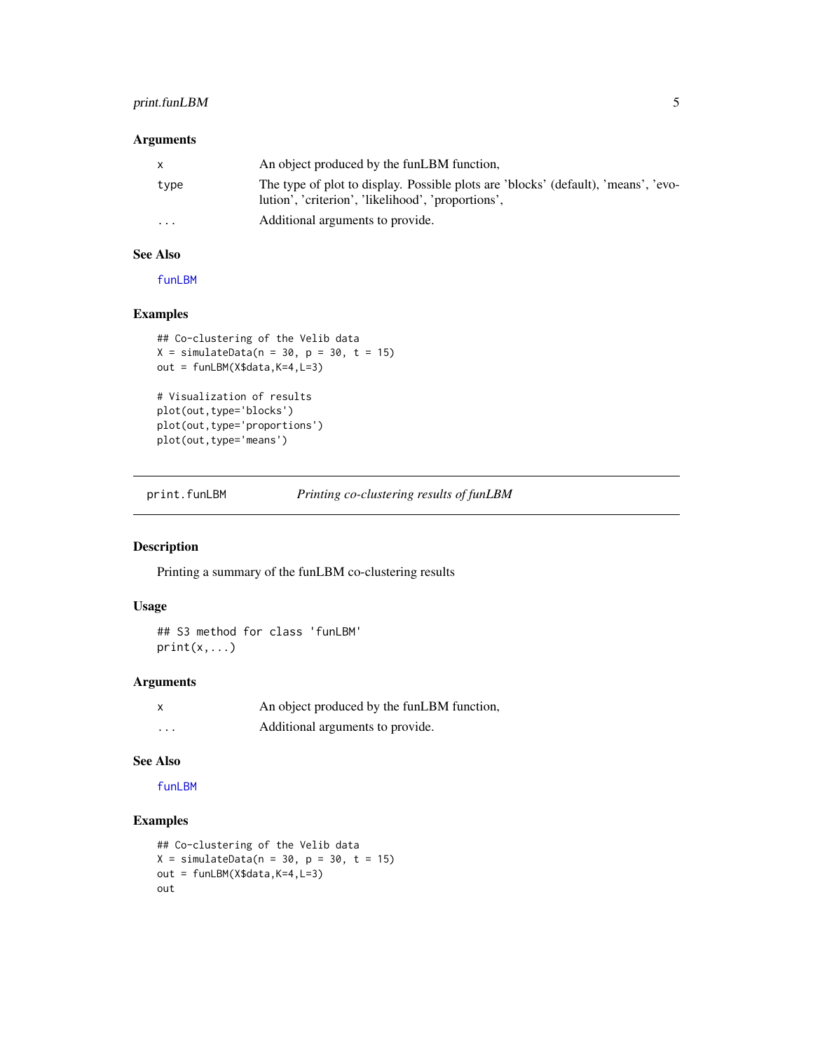### Arguments

| | |
|---|---|
| x | An object produced by the funLBM function, |
| type | The type of plot to display. Possible plots are 'blocks' (default), 'means', 'evolution', 'criterion', 'likelihood', 'proportions', |
| ... | Additional arguments to provide. |

### See Also

funLBM

### Examples

```
## Co-clustering of the Velib data
X = simulateData(n = 30, p = 30, t = 15)
out = funLBM(X$data,K=4,L=3)

# Visualization of results
plot(out,type='blocks')
plot(out,type='proportions')
plot(out,type='means')
```

---

## print.funLBM — *Printing co-clustering results of funLBM*

### Description

Printing a summary of the funLBM co-clustering results

### Usage

```
## S3 method for class 'funLBM'
print(x,...)
```

### Arguments

| | |
|---|---|
| x | An object produced by the funLBM function, |
| ... | Additional arguments to provide. |

### See Also

funLBM

### Examples

```
## Co-clustering of the Velib data
X = simulateData(n = 30, p = 30, t = 15)
out = funLBM(X$data,K=4,L=3)
out
```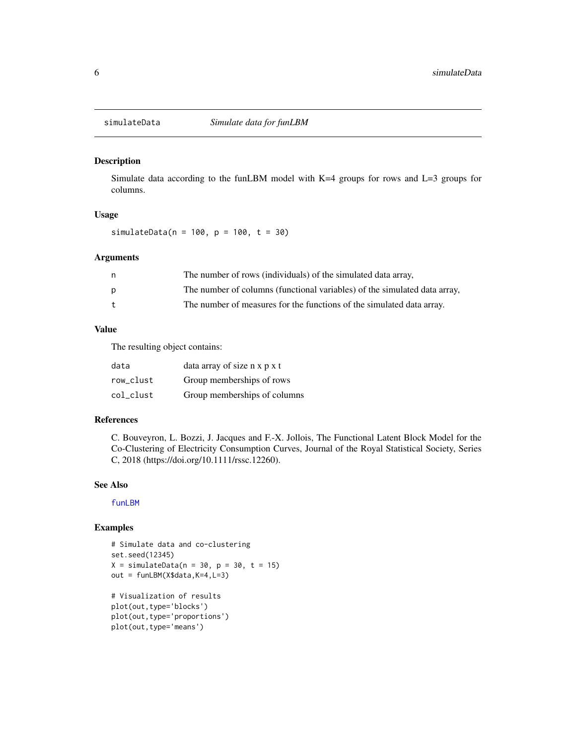## simulateData — *Simulate data for funLBM*

### Description

Simulate data according to the funLBM model with K=4 groups for rows and L=3 groups for columns.

### Usage

```
simulateData(n = 100, p = 100, t = 30)
```

### Arguments

| | |
|---|---|
| n | The number of rows (individuals) of the simulated data array, |
| p | The number of columns (functional variables) of the simulated data array, |
| t | The number of measures for the functions of the simulated data array. |

### Value

The resulting object contains:

| | |
|---|---|
| data | data array of size n x p x t |
| row_clust | Group memberships of rows |
| col_clust | Group memberships of columns |

### References

C. Bouveyron, L. Bozzi, J. Jacques and F.-X. Jollois, The Functional Latent Block Model for the Co-Clustering of Electricity Consumption Curves, Journal of the Royal Statistical Society, Series C, 2018 (https://doi.org/10.1111/rssc.12260).

### See Also

funLBM

### Examples

```
# Simulate data and co-clustering
set.seed(12345)
X = simulateData(n = 30, p = 30, t = 15)
out = funLBM(X$data,K=4,L=3)

# Visualization of results
plot(out,type='blocks')
plot(out,type='proportions')
plot(out,type='means')
```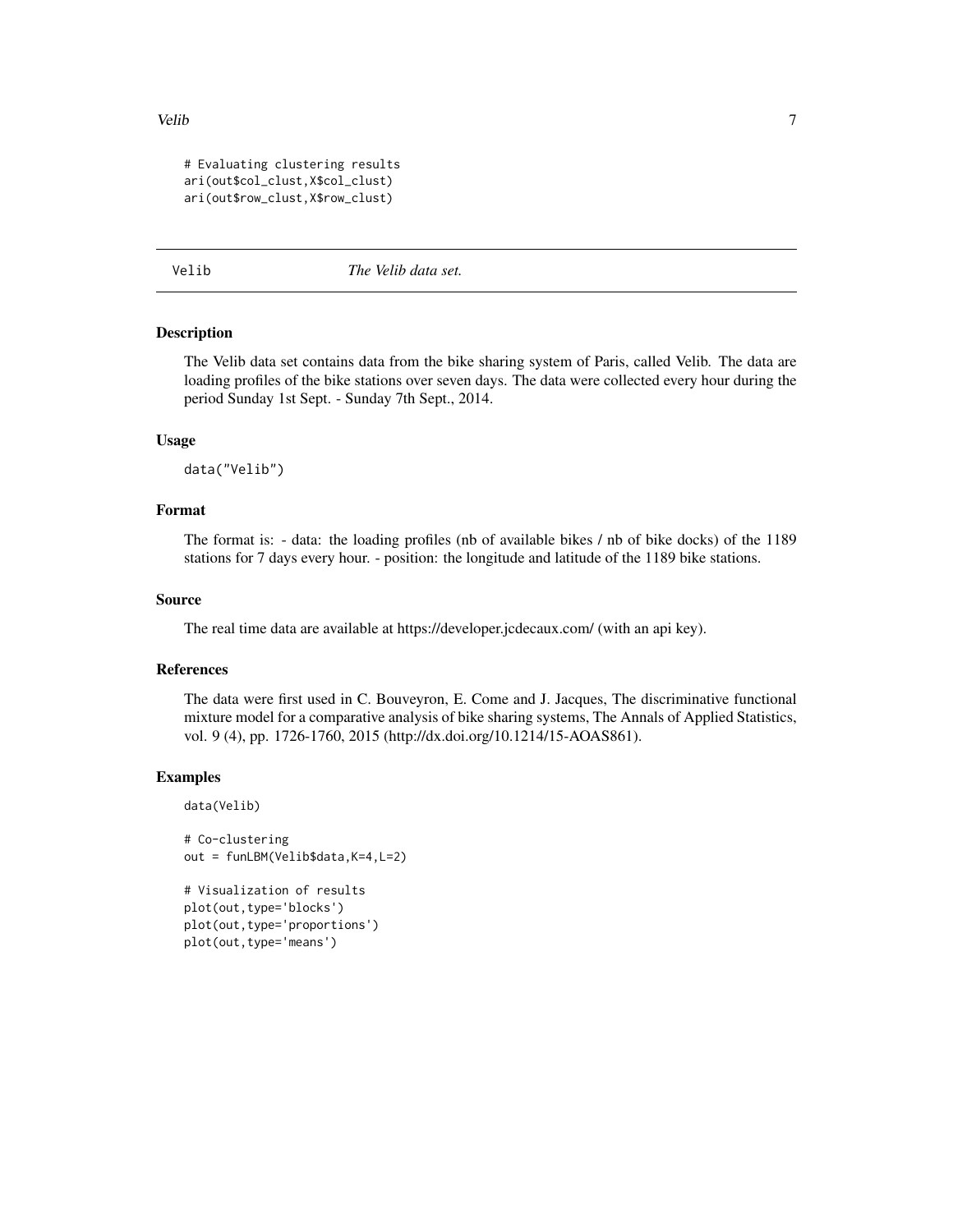```
# Evaluating clustering results
ari(out$col_clust,X$col_clust)
ari(out$row_clust,X$row_clust)
```

## Velib — *The Velib data set.*

### Description

The Velib data set contains data from the bike sharing system of Paris, called Velib. The data are loading profiles of the bike stations over seven days. The data were collected every hour during the period Sunday 1st Sept. - Sunday 7th Sept., 2014.

### Usage

```
data("Velib")
```

### Format

The format is: - data: the loading profiles (nb of available bikes / nb of bike docks) of the 1189 stations for 7 days every hour. - position: the longitude and latitude of the 1189 bike stations.

### Source

The real time data are available at https://developer.jcdecaux.com/ (with an api key).

### References

The data were first used in C. Bouveyron, E. Come and J. Jacques, The discriminative functional mixture model for a comparative analysis of bike sharing systems, The Annals of Applied Statistics, vol. 9 (4), pp. 1726-1760, 2015 (http://dx.doi.org/10.1214/15-AOAS861).

### Examples

```
data(Velib)

# Co-clustering
out = funLBM(Velib$data,K=4,L=2)

# Visualization of results
plot(out,type='blocks')
plot(out,type='proportions')
plot(out,type='means')
```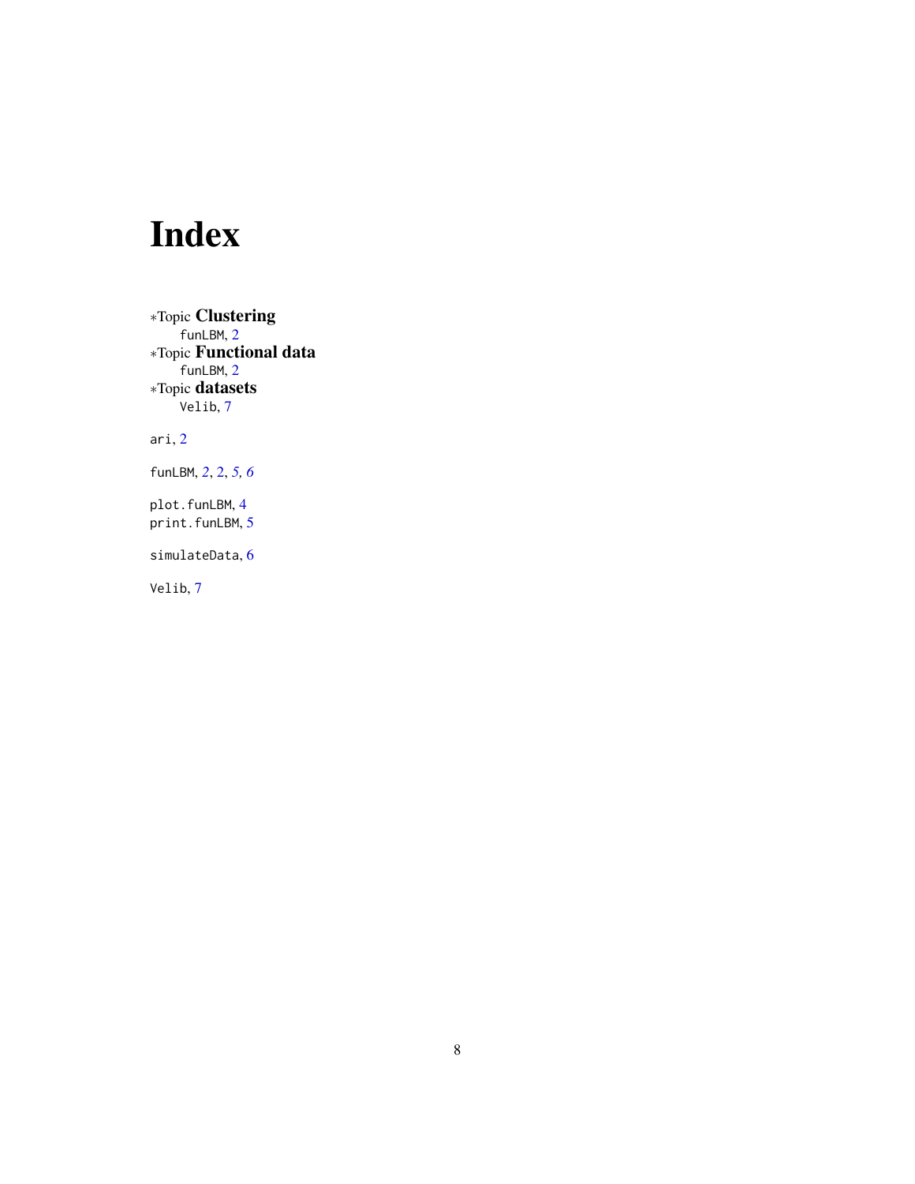# Index

*Topic **Clustering**
    funLBM, 2
*Topic **Functional data**
    funLBM, 2
*Topic **datasets**
    Velib, 7

ari, 2

funLBM, *2*, 2, *5, 6*

plot.funLBM, 4
print.funLBM, 5

simulateData, 6

Velib, 7